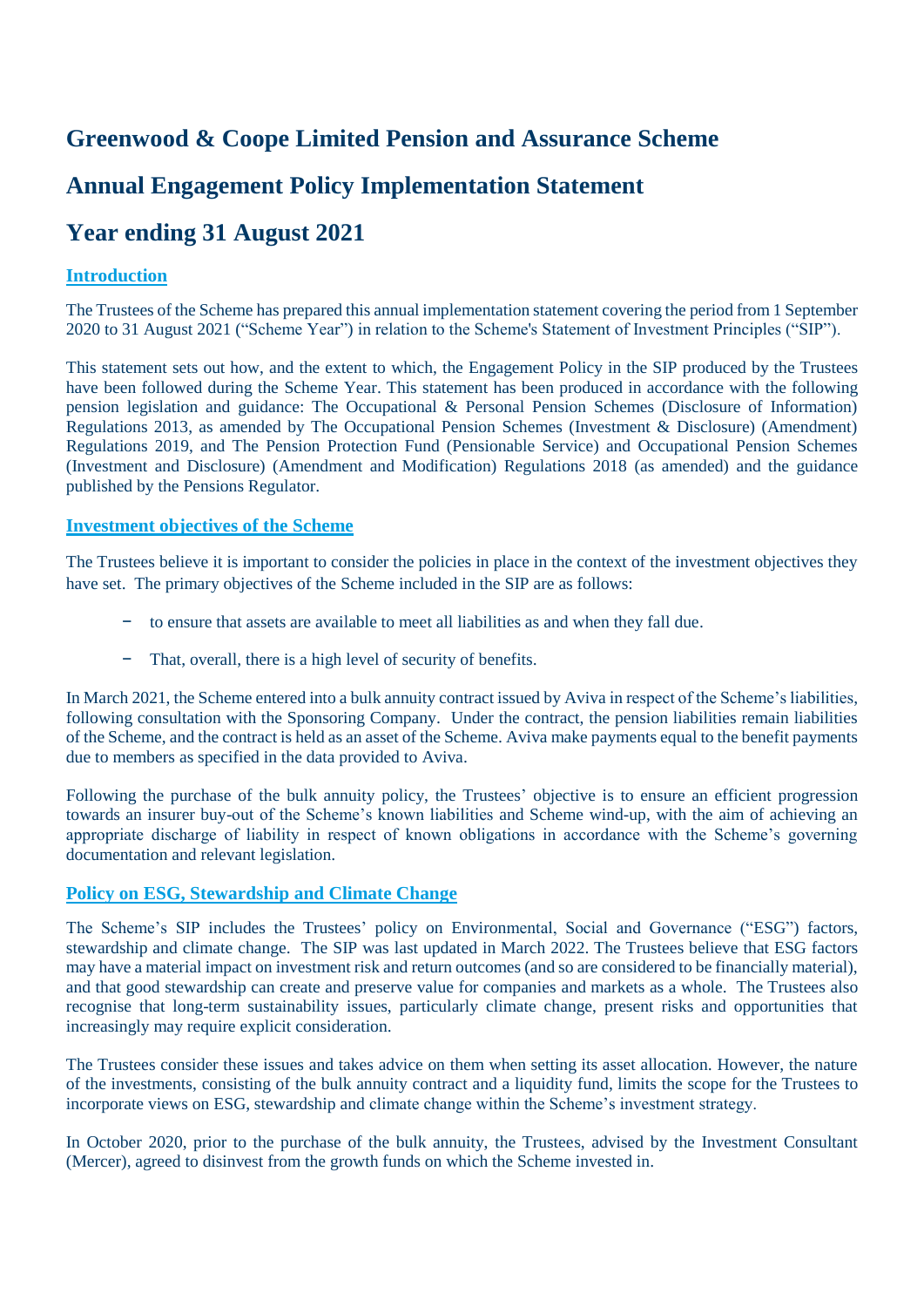# Greenwood & Coope Limited Pension and Assurance Scheme

# Annual Engagement Policy Implementation Statement

# Year ending 31 August 2021

## Introduction

The Trustees of the Scheme has prepared this annual implementation statement covering the period from 1 September 2020 to 31 August 2021 ("Scheme Year") in relation to the Scheme's Statement of Investment Principles ("SIP").

This statement sets out how, and the extent to which, the Engagement Policy in the SIP produced by the Trustees have been followed during the Scheme Year. This statement has been produced in accordance with the following pension legislation and guidance: The Occupational & Personal Pension Schemes (Disclosure of Information) Regulations 2013, as amended by The Occupational Pension Schemes (Investment & Disclosure) (Amendment) Regulations 2019, and The Pension Protection Fund (Pensionable Service) and Occupational Pension Schemes (Investment and Disclosure) (Amendment and Modification) Regulations 2018 (as amended) and the guidance published by the Pensions Regulator.

## Investment objectives of the Scheme

The Trustees believe it is important to consider the policies in place in the context of the investment objectives they have set. The primary objectives of the Scheme included in the SIP are as follows:

- to ensure that assets are available to meet all liabilities as and when they fall due.
- That, overall, there is a high level of security of benefits.

In March 2021, the Scheme entered into a bulk annuity contract issued by Aviva in respect of the Scheme's liabilities, following consultation with the Sponsoring Company. Under the contract, the pension liabilities remain liabilities of the Scheme, and the contract is held as an asset of the Scheme. Aviva make payments equal to the benefit payments due to members as specified in the data provided to Aviva.

Following the purchase of the bulk annuity policy, the Trustees' objective is to ensure an efficient progression towards an insurer buy-out of the Scheme's known liabilities and Scheme wind-up, with the aim of achieving an appropriate discharge of liability in respect of known obligations in accordance with the Scheme's governing documentation and relevant legislation.

## Policy on ESG, Stewardship and Climate Change

The Scheme's SIP includes the Trustees' policy on Environmental, Social and Governance ("ESG") factors, stewardship and climate change. The SIP was last updated in March 2022. The Trustees believe that ESG factors may have a material impact on investment risk and return outcomes (and so are considered to be financially material), and that good stewardship can create and preserve value for companies and markets as a whole. The Trustees also recognise that long-term sustainability issues, particularly climate change, present risks and opportunities that increasingly may require explicit consideration.

The Trustees consider these issues and takes advice on them when setting its asset allocation. However, the nature of the investments, consisting of the bulk annuity contract and a liquidity fund, limits the scope for the Trustees to incorporate views on ESG, stewardship and climate change within the Scheme's investment strategy.

In October 2020, prior to the purchase of the bulk annuity, the Trustees, advised by the Investment Consultant (Mercer), agreed to disinvest from the growth funds on which the Scheme invested in.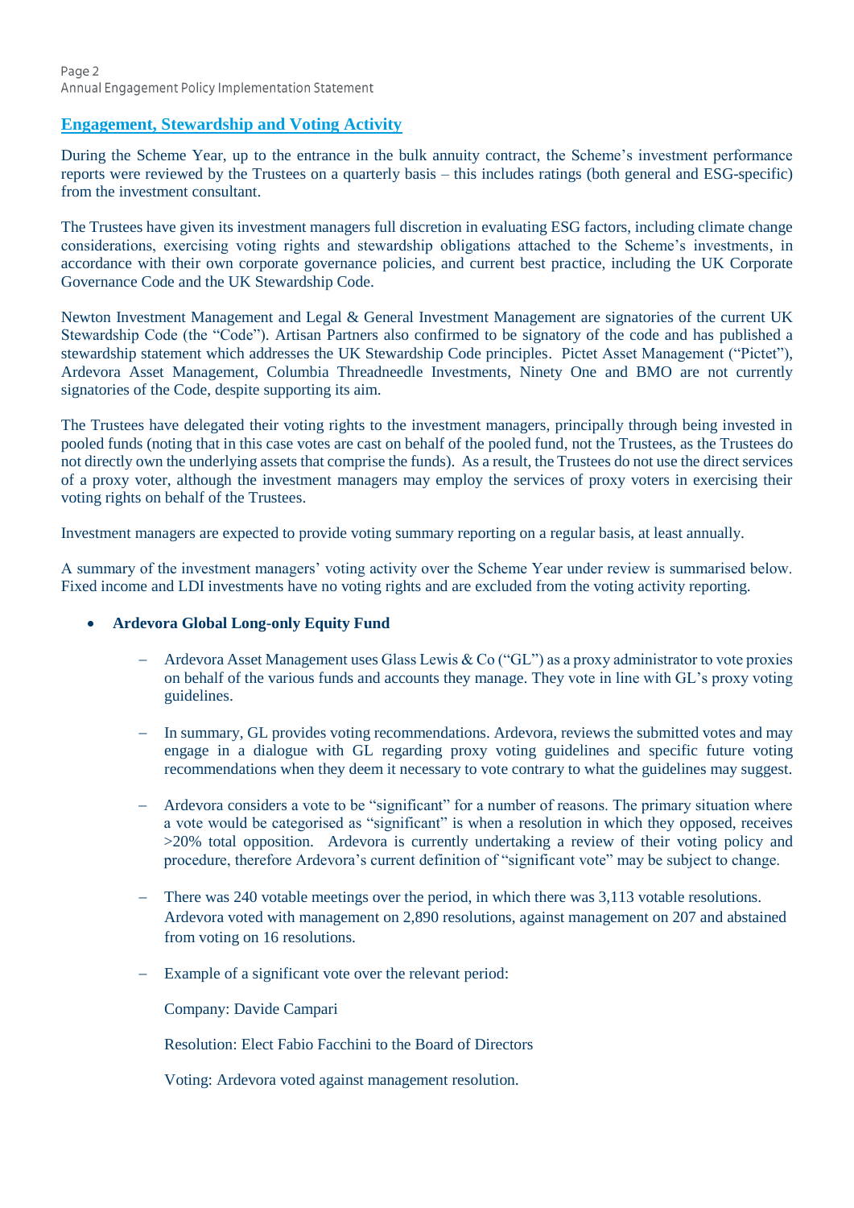## Engagement, Stewardship and Voting Activity

During the Scheme Year, up to the entrance in the bulk annuity contract, the Scheme's investment performance reports were reviewed by the Trustees on a quarterly basis – this includes ratings (both general and ESG-specific) from the investment consultant.

The Trustees have given its investment managers full discretion in evaluating ESG factors, including climate change considerations, exercising voting rights and stewardship obligations attached to the Scheme's investments, in accordance with their own corporate governance policies, and current best practice, including the UK Corporate Governance Code and the UK Stewardship Code.

Newton Investment Management and Legal & General Investment Management are signatories of the current UK Stewardship Code (the "Code"). Artisan Partners also confirmed to be signatory of the code and has published a stewardship statement which addresses the UK Stewardship Code principles. Pictet Asset Management ("Pictet"), Ardevora Asset Management, Columbia Threadneedle Investments, Ninety One and BMO are not currently signatories of the Code, despite supporting its aim.

The Trustees have delegated their voting rights to the investment managers, principally through being invested in pooled funds (noting that in this case votes are cast on behalf of the pooled fund, not the Trustees, as the Trustees do not directly own the underlying assets that comprise the funds). As a result, the Trustees do not use the direct services of a proxy voter, although the investment managers may employ the services of proxy voters in exercising their voting rights on behalf of the Trustees.

Investment managers are expected to provide voting summary reporting on a regular basis, at least annually.

A summary of the investment managers' voting activity over the Scheme Year under review is summarised below. Fixed income and LDI investments have no voting rights and are excluded from the voting activity reporting.

- **Ardevora Global Long-only Equity Fund**
  - Ardevora Asset Management uses Glass Lewis & Co ("GL") as a proxy administrator to vote proxies on behalf of the various funds and accounts they manage. They vote in line with GL's proxy voting guidelines.
  - In summary, GL provides voting recommendations. Ardevora, reviews the submitted votes and may engage in a dialogue with GL regarding proxy voting guidelines and specific future voting recommendations when they deem it necessary to vote contrary to what the guidelines may suggest.
  - Ardevora considers a vote to be "significant" for a number of reasons. The primary situation where a vote would be categorised as "significant" is when a resolution in which they opposed, receives >20% total opposition. Ardevora is currently undertaking a review of their voting policy and procedure, therefore Ardevora's current definition of "significant vote" may be subject to change.
  - There was 240 votable meetings over the period, in which there was 3,113 votable resolutions. Ardevora voted with management on 2,890 resolutions, against management on 207 and abstained from voting on 16 resolutions.
  - Example of a significant vote over the relevant period:

    Company: Davide Campari

    Resolution: Elect Fabio Facchini to the Board of Directors

    Voting: Ardevora voted against management resolution.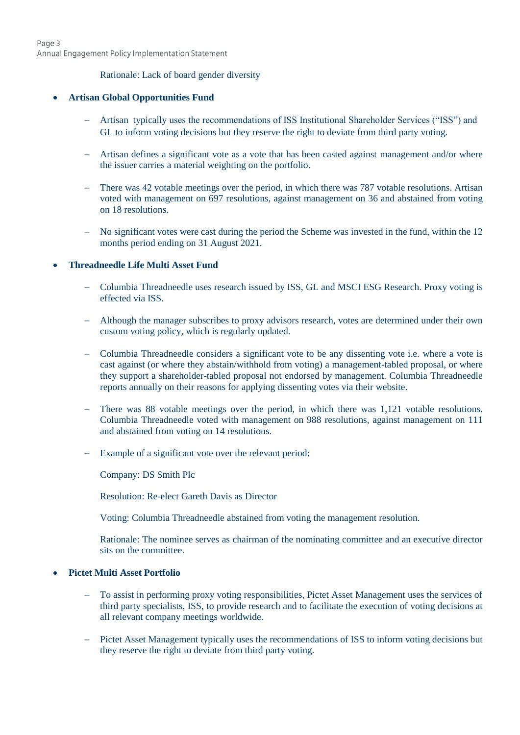Rationale: Lack of board gender diversity

- **Artisan Global Opportunities Fund**

  - Artisan  typically uses the recommendations of ISS Institutional Shareholder Services ("ISS") and GL to inform voting decisions but they reserve the right to deviate from third party voting.

  - Artisan defines a significant vote as a vote that has been casted against management and/or where the issuer carries a material weighting on the portfolio.

  - There was 42 votable meetings over the period, in which there was 787 votable resolutions. Artisan voted with management on 697 resolutions, against management on 36 and abstained from voting on 18 resolutions.

  - No significant votes were cast during the period the Scheme was invested in the fund, within the 12 months period ending on 31 August 2021.

- **Threadneedle Life Multi Asset Fund**

  - Columbia Threadneedle uses research issued by ISS, GL and MSCI ESG Research. Proxy voting is effected via ISS.

  - Although the manager subscribes to proxy advisors research, votes are determined under their own custom voting policy, which is regularly updated.

  - Columbia Threadneedle considers a significant vote to be any dissenting vote i.e. where a vote is cast against (or where they abstain/withhold from voting) a management-tabled proposal, or where they support a shareholder-tabled proposal not endorsed by management. Columbia Threadneedle reports annually on their reasons for applying dissenting votes via their website.

  - There was 88 votable meetings over the period, in which there was 1,121 votable resolutions. Columbia Threadneedle voted with management on 988 resolutions, against management on 111 and abstained from voting on 14 resolutions.

  - Example of a significant vote over the relevant period:

    Company: DS Smith Plc

    Resolution: Re-elect Gareth Davis as Director

    Voting: Columbia Threadneedle abstained from voting the management resolution.

    Rationale: The nominee serves as chairman of the nominating committee and an executive director sits on the committee.

- **Pictet Multi Asset Portfolio**

  - To assist in performing proxy voting responsibilities, Pictet Asset Management uses the services of third party specialists, ISS, to provide research and to facilitate the execution of voting decisions at all relevant company meetings worldwide.

  - Pictet Asset Management typically uses the recommendations of ISS to inform voting decisions but they reserve the right to deviate from third party voting.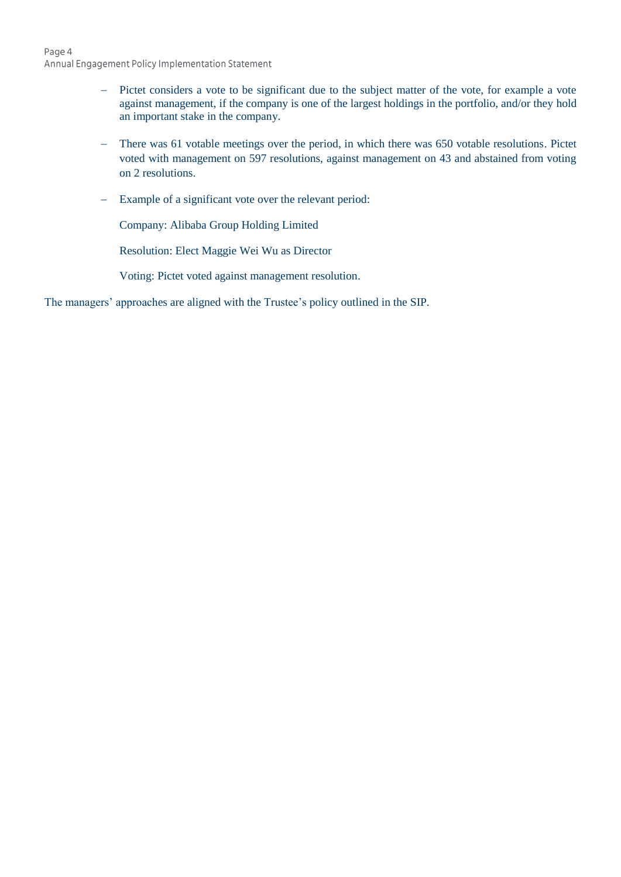- Pictet considers a vote to be significant due to the subject matter of the vote, for example a vote against management, if the company is one of the largest holdings in the portfolio, and/or they hold an important stake in the company.

- There was 61 votable meetings over the period, in which there was 650 votable resolutions. Pictet voted with management on 597 resolutions, against management on 43 and abstained from voting on 2 resolutions.

- Example of a significant vote over the relevant period:

  Company: Alibaba Group Holding Limited

  Resolution: Elect Maggie Wei Wu as Director

  Voting: Pictet voted against management resolution.

The managers' approaches are aligned with the Trustee's policy outlined in the SIP.